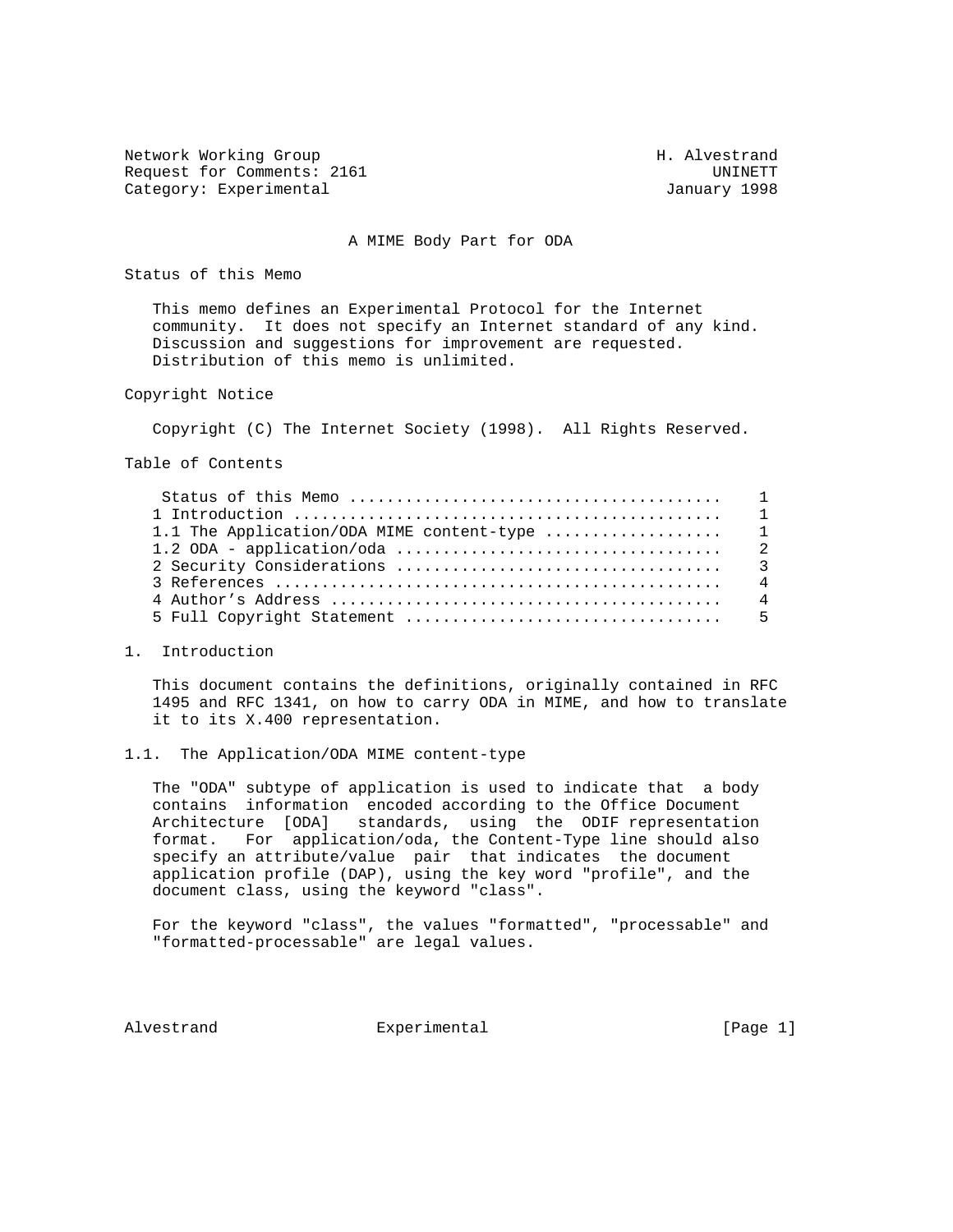Network Working Group H. Alvestrand
Request for Comments: 2161 UNINETT
Category: Experimental January 1998

# A MIME Body Part for ODA

## Status of this Memo

This memo defines an Experimental Protocol for the Internet community. It does not specify an Internet standard of any kind. Discussion and suggestions for improvement are requested. Distribution of this memo is unlimited.

## Copyright Notice

Copyright (C) The Internet Society (1998). All Rights Reserved.

## Table of Contents

```
 Status of this Memo .......................................   1
1 Introduction .............................................   1
1.1 The Application/ODA MIME content-type ..................   1
1.2 ODA - application/oda ..................................   2
2 Security Considerations ..................................   3
3 References ...............................................   4
4 Author's Address .........................................   4
5 Full Copyright Statement .................................   5
```

## 1. Introduction

This document contains the definitions, originally contained in RFC 1495 and RFC 1341, on how to carry ODA in MIME, and how to translate it to its X.400 representation.

### 1.1. The Application/ODA MIME content-type

The "ODA" subtype of application is used to indicate that a body contains information encoded according to the Office Document Architecture [ODA] standards, using the ODIF representation format. For application/oda, the Content-Type line should also specify an attribute/value pair that indicates the document application profile (DAP), using the key word "profile", and the document class, using the keyword "class".

For the keyword "class", the values "formatted", "processable" and "formatted-processable" are legal values.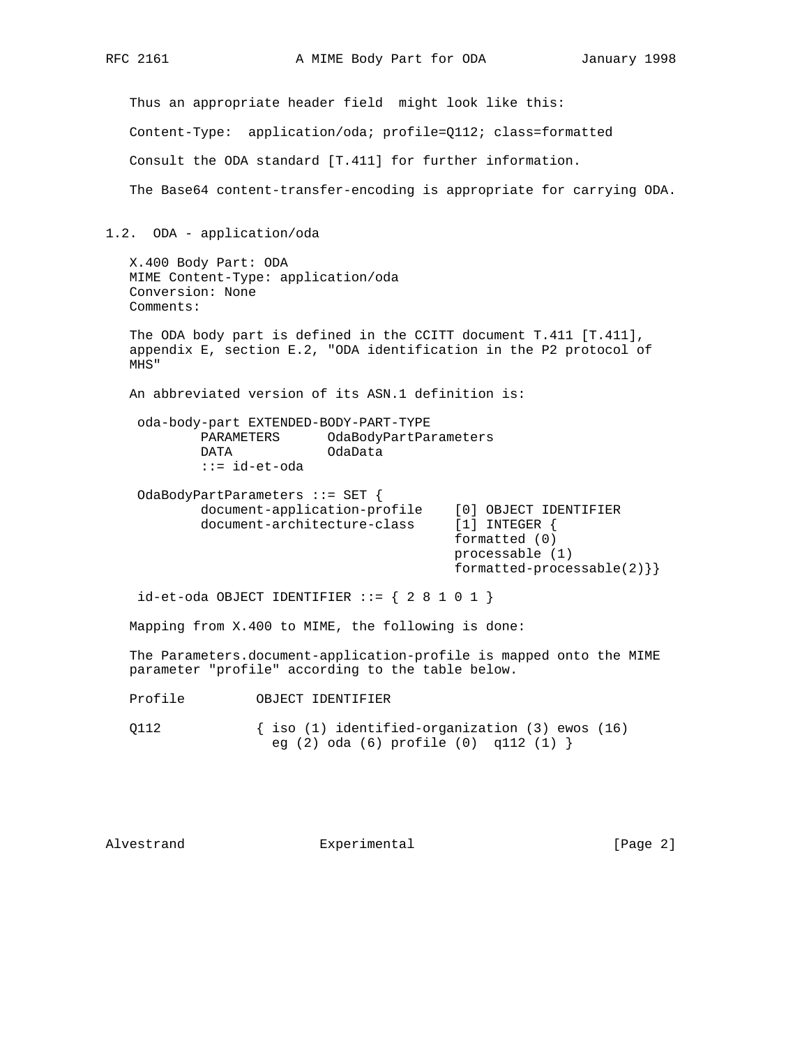Thus an appropriate header field might look like this:

```
Content-Type:  application/oda; profile=Q112; class=formatted
```

Consult the ODA standard [T.411] for further information.

The Base64 content-transfer-encoding is appropriate for carrying ODA.

## 1.2. ODA - application/oda

X.400 Body Part: ODA
MIME Content-Type: application/oda
Conversion: None
Comments:

The ODA body part is defined in the CCITT document T.411 [T.411], appendix E, section E.2, "ODA identification in the P2 protocol of MHS"

An abbreviated version of its ASN.1 definition is:

```
oda-body-part EXTENDED-BODY-PART-TYPE
        PARAMETERS      OdaBodyPartParameters
        DATA            OdaData
        ::= id-et-oda

OdaBodyPartParameters ::= SET {
        document-application-profile    [0] OBJECT IDENTIFIER
        document-architecture-class     [1] INTEGER {
                                        formatted (0)
                                        processable (1)
                                        formatted-processable(2)}}

id-et-oda OBJECT IDENTIFIER ::= { 2 8 1 0 1 }
```

Mapping from X.400 to MIME, the following is done:

The Parameters.document-application-profile is mapped onto the MIME parameter "profile" according to the table below.

```
Profile         OBJECT IDENTIFIER

Q112            { iso (1) identified-organization (3) ewos (16)
                  eg (2) oda (6) profile (0)  q112 (1) }
```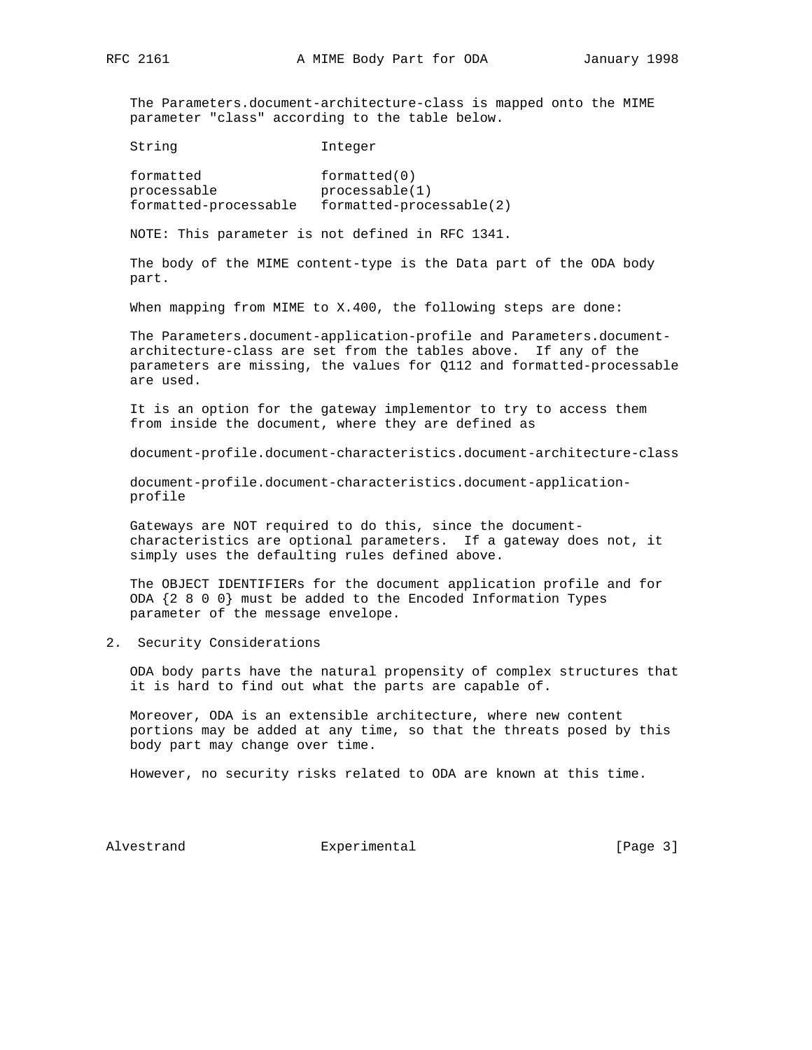The Parameters.document-architecture-class is mapped onto the MIME parameter "class" according to the table below.

| String | Integer |
| --- | --- |
| formatted | formatted(0) |
| processable | processable(1) |
| formatted-processable | formatted-processable(2) |

NOTE: This parameter is not defined in RFC 1341.

The body of the MIME content-type is the Data part of the ODA body part.

When mapping from MIME to X.400, the following steps are done:

The Parameters.document-application-profile and Parameters.document-architecture-class are set from the tables above. If any of the parameters are missing, the values for Q112 and formatted-processable are used.

It is an option for the gateway implementor to try to access them from inside the document, where they are defined as

document-profile.document-characteristics.document-architecture-class

document-profile.document-characteristics.document-application-profile

Gateways are NOT required to do this, since the document-characteristics are optional parameters. If a gateway does not, it simply uses the defaulting rules defined above.

The OBJECT IDENTIFIERs for the document application profile and for ODA {2 8 0 0} must be added to the Encoded Information Types parameter of the message envelope.

## 2. Security Considerations

ODA body parts have the natural propensity of complex structures that it is hard to find out what the parts are capable of.

Moreover, ODA is an extensible architecture, where new content portions may be added at any time, so that the threats posed by this body part may change over time.

However, no security risks related to ODA are known at this time.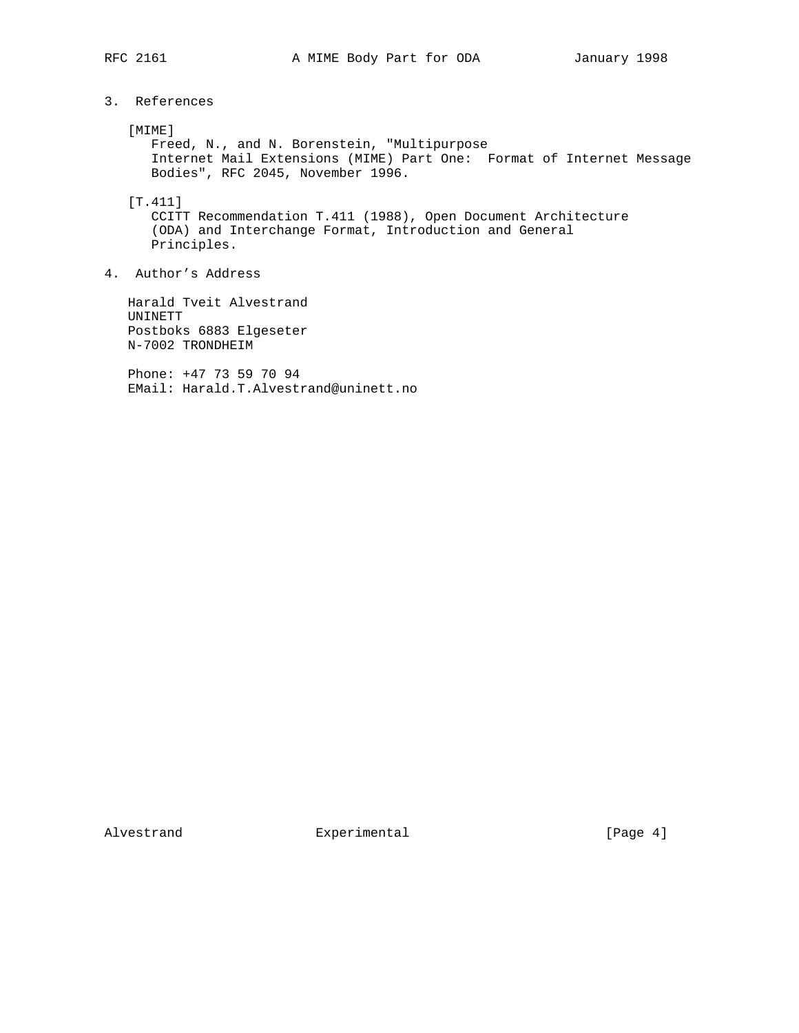## 3. References

[MIME]
Freed, N., and N. Borenstein, "Multipurpose Internet Mail Extensions (MIME) Part One: Format of Internet Message Bodies", RFC 2045, November 1996.

[T.411]
CCITT Recommendation T.411 (1988), Open Document Architecture (ODA) and Interchange Format, Introduction and General Principles.

## 4. Author's Address

Harald Tveit Alvestrand
UNINETT
Postboks 6883 Elgeseter
N-7002 TRONDHEIM

Phone: +47 73 59 70 94
EMail: Harald.T.Alvestrand@uninett.no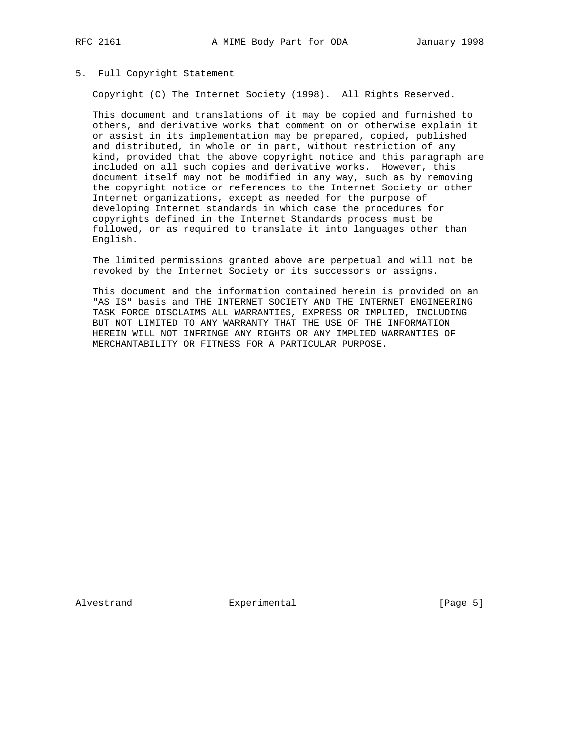## 5. Full Copyright Statement

Copyright (C) The Internet Society (1998). All Rights Reserved.

This document and translations of it may be copied and furnished to others, and derivative works that comment on or otherwise explain it or assist in its implementation may be prepared, copied, published and distributed, in whole or in part, without restriction of any kind, provided that the above copyright notice and this paragraph are included on all such copies and derivative works. However, this document itself may not be modified in any way, such as by removing the copyright notice or references to the Internet Society or other Internet organizations, except as needed for the purpose of developing Internet standards in which case the procedures for copyrights defined in the Internet Standards process must be followed, or as required to translate it into languages other than English.

The limited permissions granted above are perpetual and will not be revoked by the Internet Society or its successors or assigns.

This document and the information contained herein is provided on an "AS IS" basis and THE INTERNET SOCIETY AND THE INTERNET ENGINEERING TASK FORCE DISCLAIMS ALL WARRANTIES, EXPRESS OR IMPLIED, INCLUDING BUT NOT LIMITED TO ANY WARRANTY THAT THE USE OF THE INFORMATION HEREIN WILL NOT INFRINGE ANY RIGHTS OR ANY IMPLIED WARRANTIES OF MERCHANTABILITY OR FITNESS FOR A PARTICULAR PURPOSE.